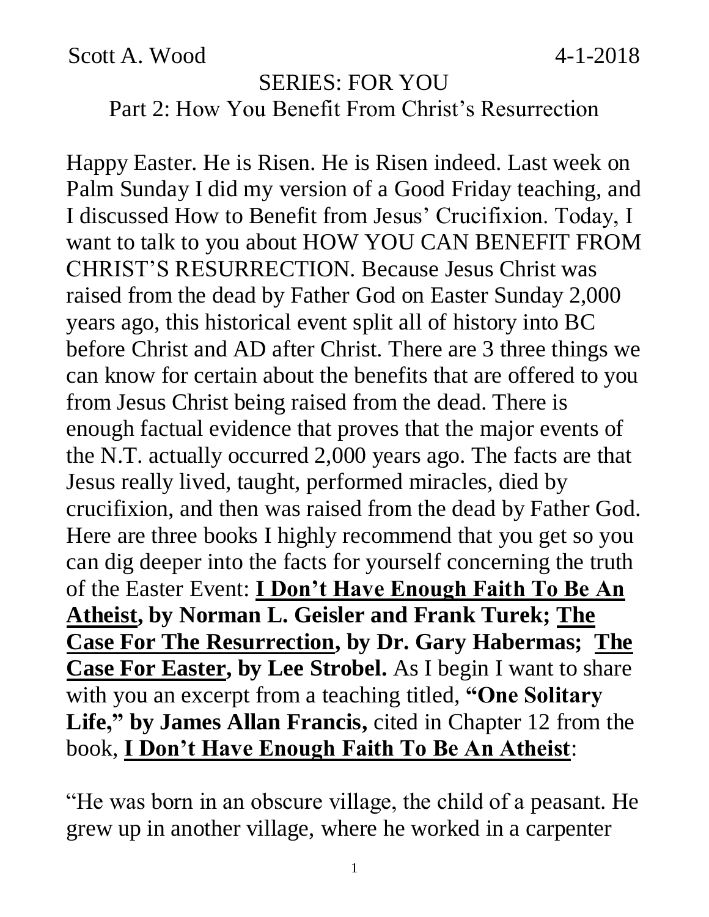Scott A. Wood 4-1-2018

## SERIES: FOR YOU

### Part 2: How You Benefit From Christ's Resurrection

Happy Easter. He is Risen. He is Risen indeed. Last week on Palm Sunday I did my version of a Good Friday teaching, and I discussed How to Benefit from Jesus' Crucifixion. Today, I want to talk to you about HOW YOU CAN BENEFIT FROM CHRIST'S RESURRECTION. Because Jesus Christ was raised from the dead by Father God on Easter Sunday 2,000 years ago, this historical event split all of history into BC before Christ and AD after Christ. There are 3 three things we can know for certain about the benefits that are offered to you from Jesus Christ being raised from the dead. There is enough factual evidence that proves that the major events of the N.T. actually occurred 2,000 years ago. The facts are that Jesus really lived, taught, performed miracles, died by crucifixion, and then was raised from the dead by Father God. Here are three books I highly recommend that you get so you can dig deeper into the facts for yourself concerning the truth of the Easter Event: **<u>I Don't Have Enough Faith To Be An Atheist</u>, by Norman L. Geisler and Frank Turek; <u>The Case For The Resurrection</u>, by Dr. Gary Habermas; <u>The Case For Easter</u>, by Lee Strobel.** As I begin I want to share with you an excerpt from a teaching titled, **"One Solitary Life," by James Allan Francis,** cited in Chapter 12 from the book, **<u>I Don't Have Enough Faith To Be An Atheist</u>**:

"He was born in an obscure village, the child of a peasant. He grew up in another village, where he worked in a carpenter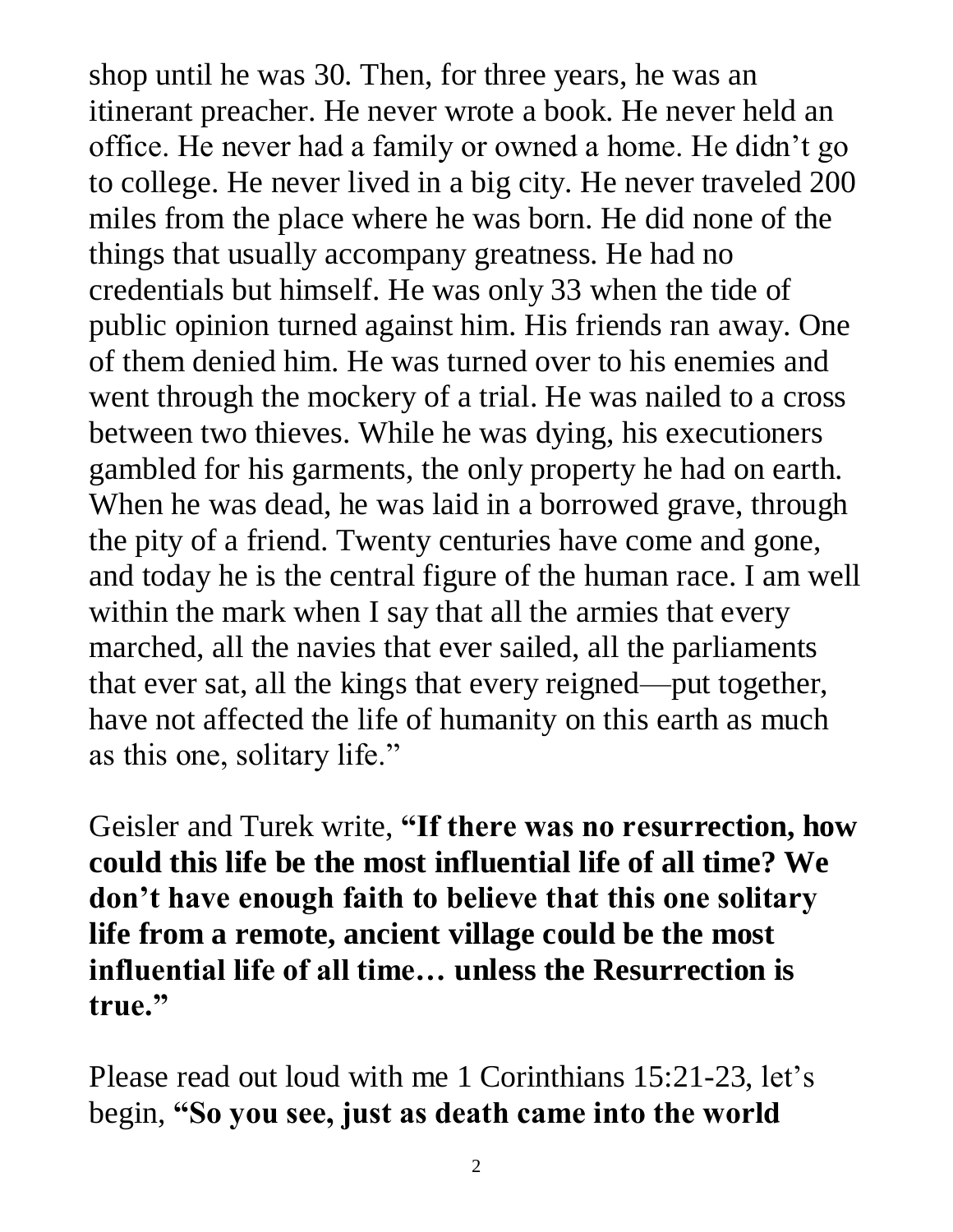shop until he was 30. Then, for three years, he was an itinerant preacher. He never wrote a book. He never held an office. He never had a family or owned a home. He didn't go to college. He never lived in a big city. He never traveled 200 miles from the place where he was born. He did none of the things that usually accompany greatness. He had no credentials but himself. He was only 33 when the tide of public opinion turned against him. His friends ran away. One of them denied him. He was turned over to his enemies and went through the mockery of a trial. He was nailed to a cross between two thieves. While he was dying, his executioners gambled for his garments, the only property he had on earth. When he was dead, he was laid in a borrowed grave, through the pity of a friend. Twenty centuries have come and gone, and today he is the central figure of the human race. I am well within the mark when I say that all the armies that every marched, all the navies that ever sailed, all the parliaments that ever sat, all the kings that every reigned—put together, have not affected the life of humanity on this earth as much as this one, solitary life."

Geisler and Turek write, **"If there was no resurrection, how could this life be the most influential life of all time? We don't have enough faith to believe that this one solitary life from a remote, ancient village could be the most influential life of all time… unless the Resurrection is true."**

Please read out loud with me 1 Corinthians 15:21-23, let's begin, **"So you see, just as death came into the world**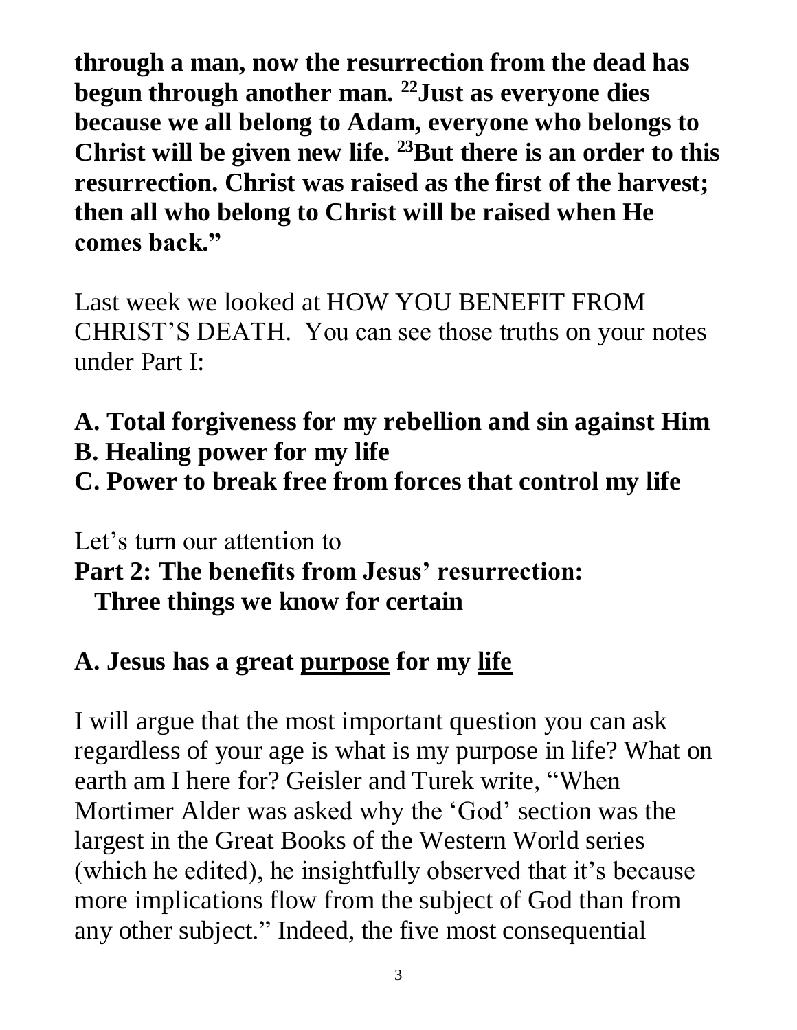**through a man, now the resurrection from the dead has begun through another man. [22]Just as everyone dies because we all belong to Adam, everyone who belongs to Christ will be given new life. [23]But there is an order to this resurrection. Christ was raised as the first of the harvest; then all who belong to Christ will be raised when He comes back."**

Last week we looked at HOW YOU BENEFIT FROM CHRIST'S DEATH. You can see those truths on your notes under Part I:

**A. Total forgiveness for my rebellion and sin against Him**
**B. Healing power for my life**
**C. Power to break free from forces that control my life**

Let's turn our attention to
**Part 2: The benefits from Jesus' resurrection: Three things we know for certain**

## A. Jesus has a great <u>purpose</u> for my <u>life</u>

I will argue that the most important question you can ask regardless of your age is what is my purpose in life? What on earth am I here for? Geisler and Turek write, "When Mortimer Alder was asked why the 'God' section was the largest in the Great Books of the Western World series (which he edited), he insightfully observed that it's because more implications flow from the subject of God than from any other subject." Indeed, the five most consequential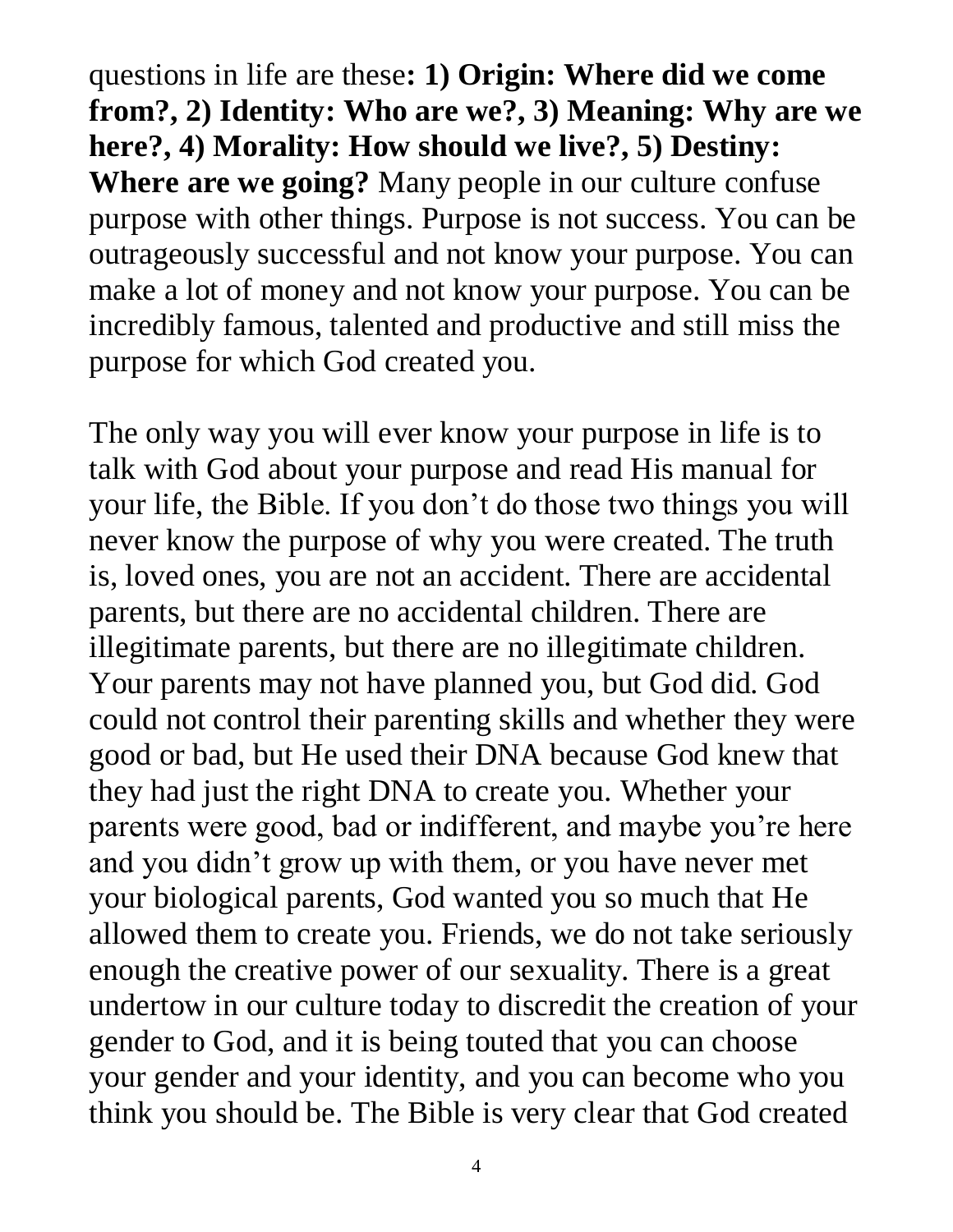questions in life are these**: 1) Origin: Where did we come from?, 2) Identity: Who are we?, 3) Meaning: Why are we here?, 4) Morality: How should we live?, 5) Destiny: Where are we going?** Many people in our culture confuse purpose with other things. Purpose is not success. You can be outrageously successful and not know your purpose. You can make a lot of money and not know your purpose. You can be incredibly famous, talented and productive and still miss the purpose for which God created you.

The only way you will ever know your purpose in life is to talk with God about your purpose and read His manual for your life, the Bible. If you don't do those two things you will never know the purpose of why you were created. The truth is, loved ones, you are not an accident. There are accidental parents, but there are no accidental children. There are illegitimate parents, but there are no illegitimate children. Your parents may not have planned you, but God did. God could not control their parenting skills and whether they were good or bad, but He used their DNA because God knew that they had just the right DNA to create you. Whether your parents were good, bad or indifferent, and maybe you're here and you didn't grow up with them, or you have never met your biological parents, God wanted you so much that He allowed them to create you. Friends, we do not take seriously enough the creative power of our sexuality. There is a great undertow in our culture today to discredit the creation of your gender to God, and it is being touted that you can choose your gender and your identity, and you can become who you think you should be. The Bible is very clear that God created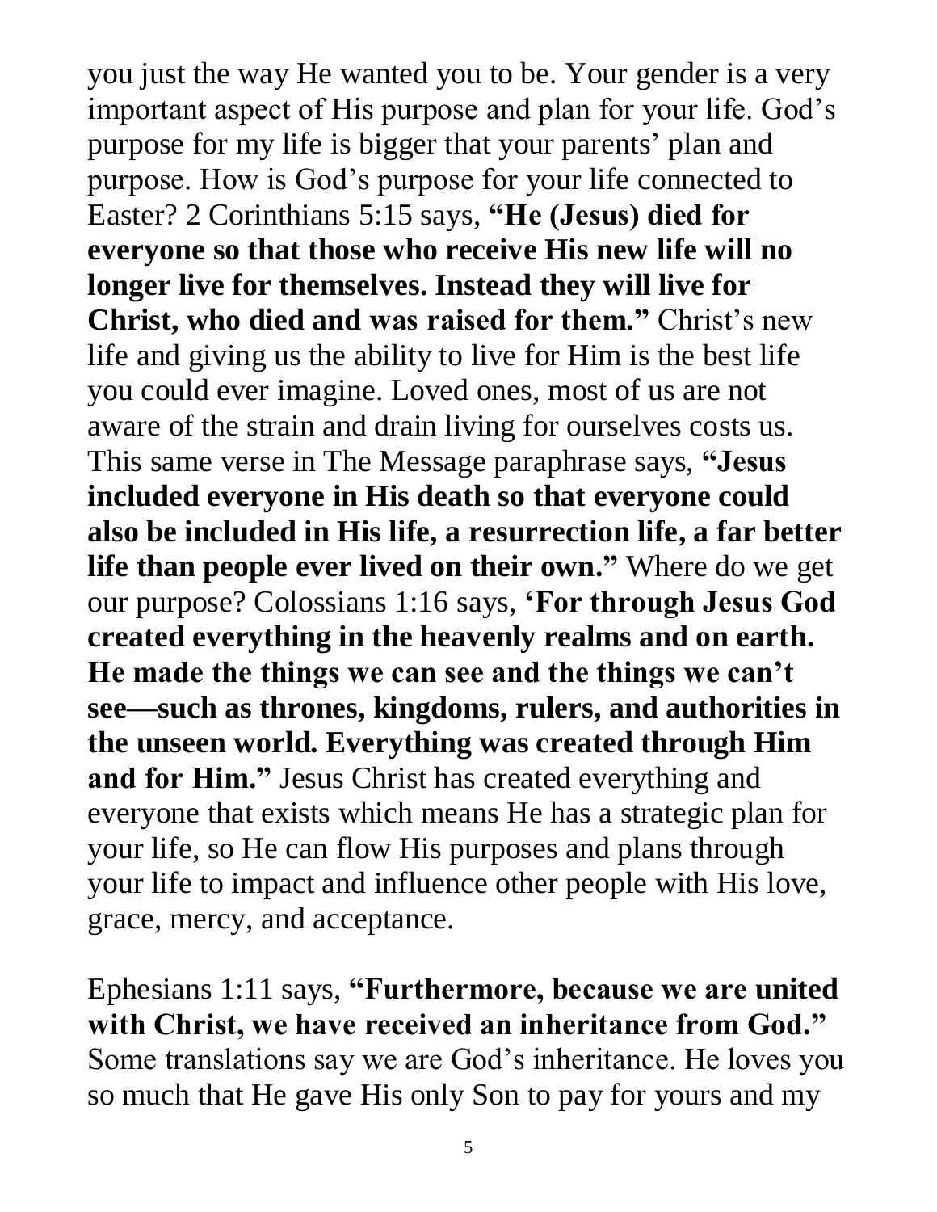you just the way He wanted you to be. Your gender is a very important aspect of His purpose and plan for your life. God's purpose for my life is bigger that your parents' plan and purpose. How is God's purpose for your life connected to Easter? 2 Corinthians 5:15 says, **"He (Jesus) died for everyone so that those who receive His new life will no longer live for themselves. Instead they will live for Christ, who died and was raised for them."** Christ's new life and giving us the ability to live for Him is the best life you could ever imagine. Loved ones, most of us are not aware of the strain and drain living for ourselves costs us. This same verse in The Message paraphrase says, **"Jesus included everyone in His death so that everyone could also be included in His life, a resurrection life, a far better life than people ever lived on their own."** Where do we get our purpose? Colossians 1:16 says, **'For through Jesus God created everything in the heavenly realms and on earth. He made the things we can see and the things we can't see—such as thrones, kingdoms, rulers, and authorities in the unseen world. Everything was created through Him and for Him."** Jesus Christ has created everything and everyone that exists which means He has a strategic plan for your life, so He can flow His purposes and plans through your life to impact and influence other people with His love, grace, mercy, and acceptance.

Ephesians 1:11 says, **"Furthermore, because we are united with Christ, we have received an inheritance from God."** Some translations say we are God's inheritance. He loves you so much that He gave His only Son to pay for yours and my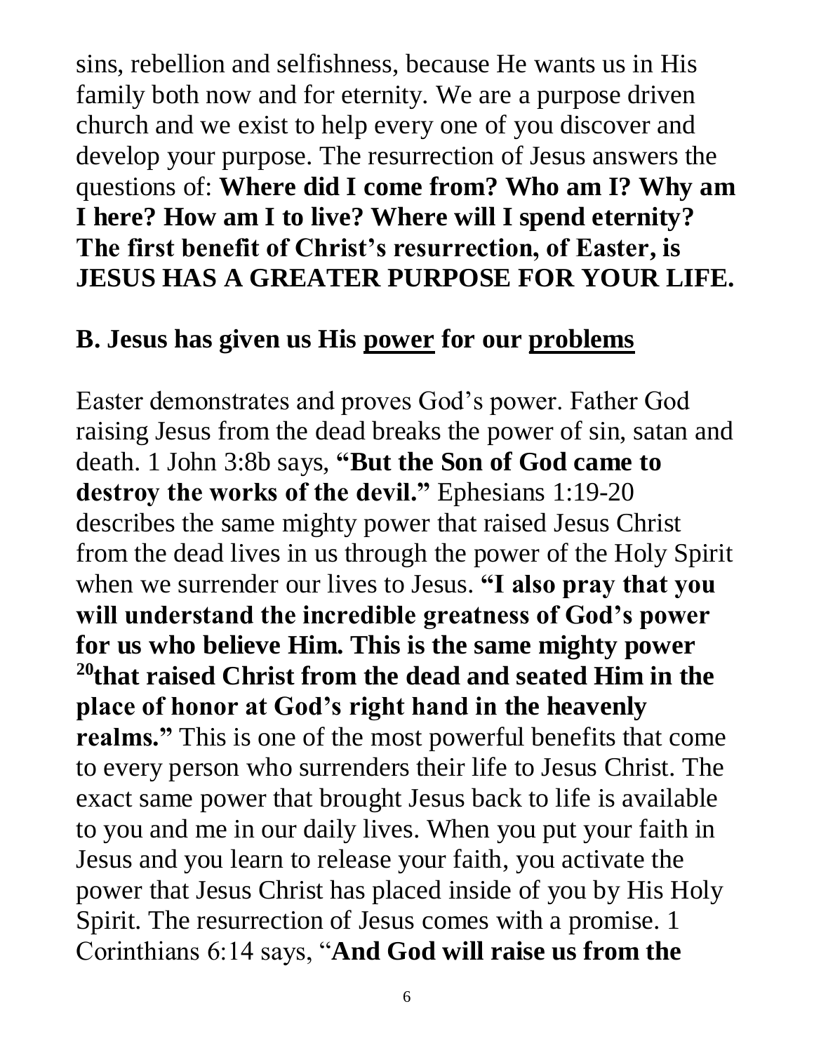sins, rebellion and selfishness, because He wants us in His family both now and for eternity. We are a purpose driven church and we exist to help every one of you discover and develop your purpose. The resurrection of Jesus answers the questions of: **Where did I come from? Who am I? Why am I here? How am I to live? Where will I spend eternity? The first benefit of Christ's resurrection, of Easter, is JESUS HAS A GREATER PURPOSE FOR YOUR LIFE.**

## B. Jesus has given us His <u>power</u> for our <u>problems</u>

Easter demonstrates and proves God's power. Father God raising Jesus from the dead breaks the power of sin, satan and death. 1 John 3:8b says, **"But the Son of God came to destroy the works of the devil."** Ephesians 1:19-20 describes the same mighty power that raised Jesus Christ from the dead lives in us through the power of the Holy Spirit when we surrender our lives to Jesus. **"I also pray that you will understand the incredible greatness of God's power for us who believe Him. This is the same mighty power [20]that raised Christ from the dead and seated Him in the place of honor at God's right hand in the heavenly realms."** This is one of the most powerful benefits that come to every person who surrenders their life to Jesus Christ. The exact same power that brought Jesus back to life is available to you and me in our daily lives. When you put your faith in Jesus and you learn to release your faith, you activate the power that Jesus Christ has placed inside of you by His Holy Spirit. The resurrection of Jesus comes with a promise. 1 Corinthians 6:14 says, "**And God will raise us from the**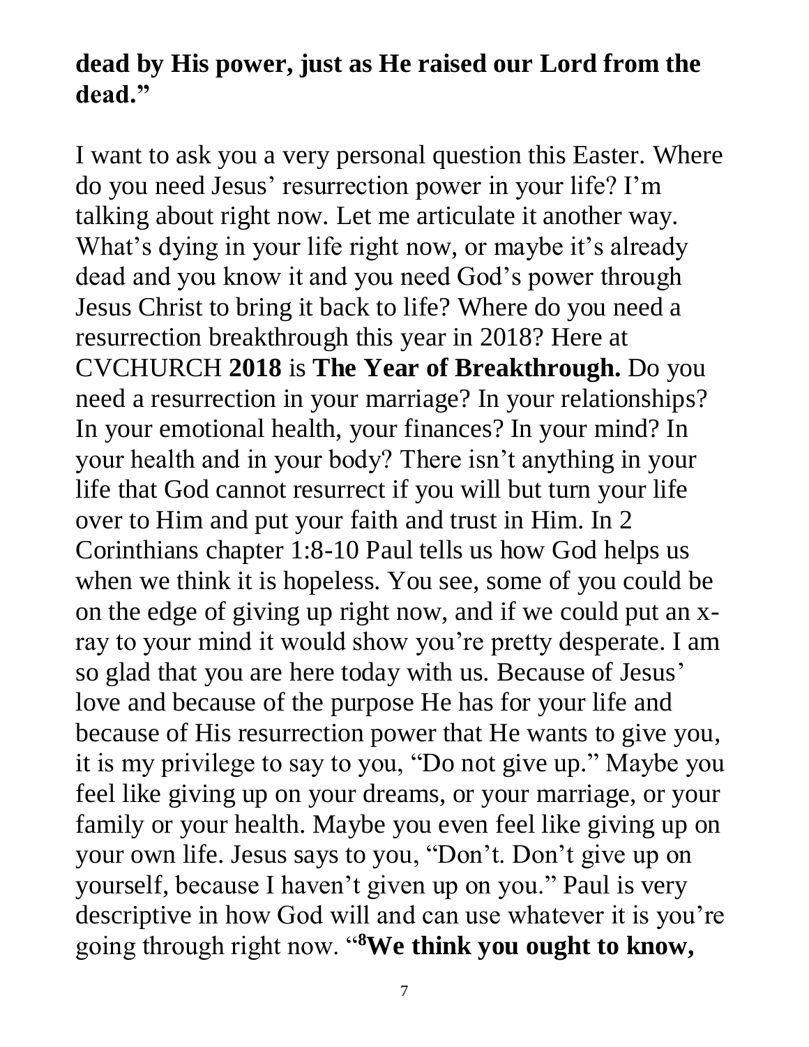**dead by His power, just as He raised our Lord from the dead."**

I want to ask you a very personal question this Easter. Where do you need Jesus' resurrection power in your life? I'm talking about right now. Let me articulate it another way. What's dying in your life right now, or maybe it's already dead and you know it and you need God's power through Jesus Christ to bring it back to life? Where do you need a resurrection breakthrough this year in 2018? Here at CVCHURCH **2018** is **The Year of Breakthrough.** Do you need a resurrection in your marriage? In your relationships? In your emotional health, your finances? In your mind? In your health and in your body? There isn't anything in your life that God cannot resurrect if you will but turn your life over to Him and put your faith and trust in Him. In 2 Corinthians chapter 1:8-10 Paul tells us how God helps us when we think it is hopeless. You see, some of you could be on the edge of giving up right now, and if we could put an x-ray to your mind it would show you're pretty desperate. I am so glad that you are here today with us. Because of Jesus' love and because of the purpose He has for your life and because of His resurrection power that He wants to give you, it is my privilege to say to you, "Do not give up." Maybe you feel like giving up on your dreams, or your marriage, or your family or your health. Maybe you even feel like giving up on your own life. Jesus says to you, "Don't. Don't give up on yourself, because I haven't given up on you." Paul is very descriptive in how God will and can use whatever it is you're going through right now. "**[8]We think you ought to know,**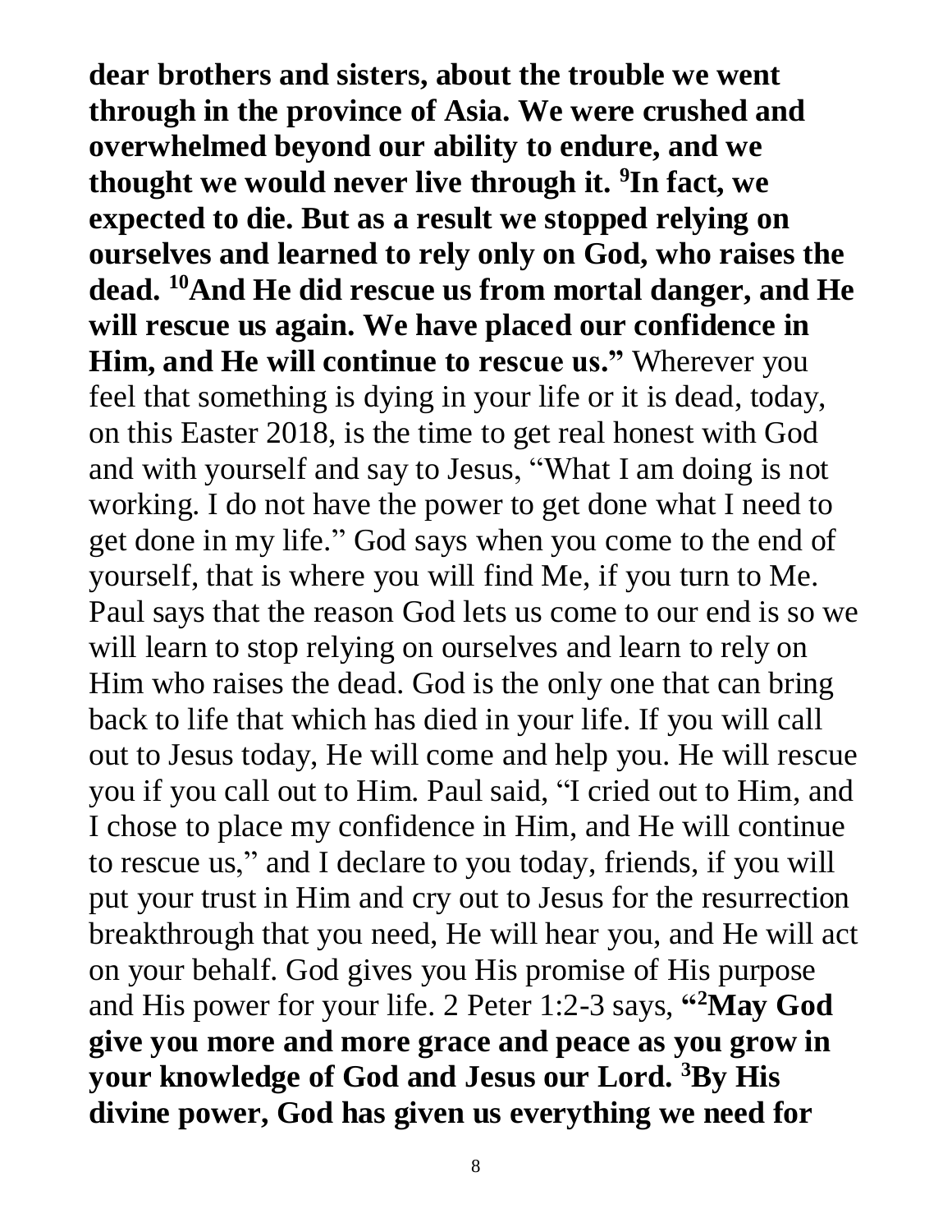**dear brothers and sisters, about the trouble we went through in the province of Asia. We were crushed and overwhelmed beyond our ability to endure, and we thought we would never live through it. [9]In fact, we expected to die. But as a result we stopped relying on ourselves and learned to rely only on God, who raises the dead. [10]And He did rescue us from mortal danger, and He will rescue us again. We have placed our confidence in Him, and He will continue to rescue us."** Wherever you feel that something is dying in your life or it is dead, today, on this Easter 2018, is the time to get real honest with God and with yourself and say to Jesus, "What I am doing is not working. I do not have the power to get done what I need to get done in my life." God says when you come to the end of yourself, that is where you will find Me, if you turn to Me. Paul says that the reason God lets us come to our end is so we will learn to stop relying on ourselves and learn to rely on Him who raises the dead. God is the only one that can bring back to life that which has died in your life. If you will call out to Jesus today, He will come and help you. He will rescue you if you call out to Him. Paul said, "I cried out to Him, and I chose to place my confidence in Him, and He will continue to rescue us," and I declare to you today, friends, if you will put your trust in Him and cry out to Jesus for the resurrection breakthrough that you need, He will hear you, and He will act on your behalf. God gives you His promise of His purpose and His power for your life. 2 Peter 1:2-3 says, **"[2]May God give you more and more grace and peace as you grow in your knowledge of God and Jesus our Lord. [3]By His divine power, God has given us everything we need for**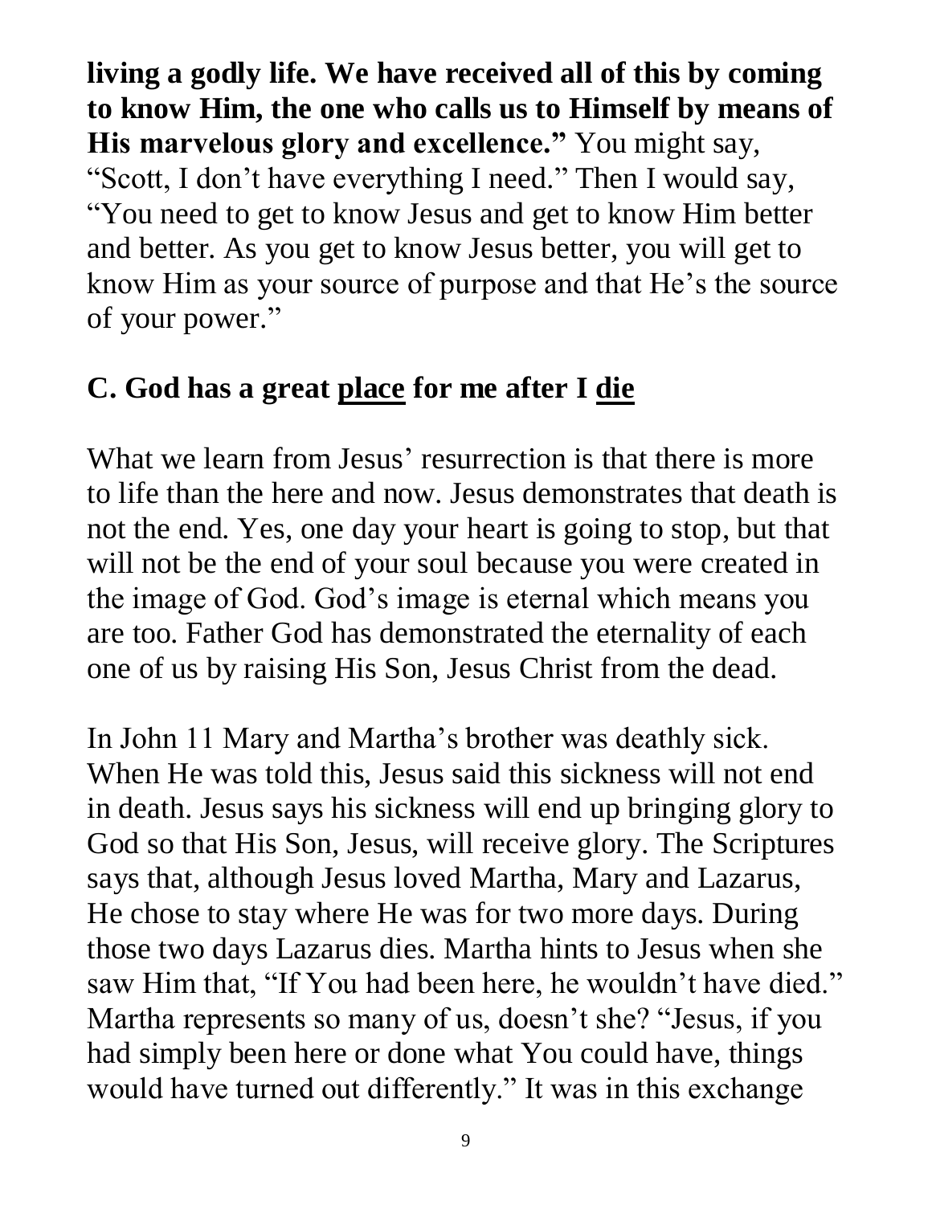**living a godly life. We have received all of this by coming to know Him, the one who calls us to Himself by means of His marvelous glory and excellence."** You might say, "Scott, I don't have everything I need." Then I would say, "You need to get to know Jesus and get to know Him better and better. As you get to know Jesus better, you will get to know Him as your source of purpose and that He's the source of your power."

## C. God has a great <u>place</u> for me after I <u>die</u>

What we learn from Jesus' resurrection is that there is more to life than the here and now. Jesus demonstrates that death is not the end. Yes, one day your heart is going to stop, but that will not be the end of your soul because you were created in the image of God. God's image is eternal which means you are too. Father God has demonstrated the eternality of each one of us by raising His Son, Jesus Christ from the dead.

In John 11 Mary and Martha's brother was deathly sick. When He was told this, Jesus said this sickness will not end in death. Jesus says his sickness will end up bringing glory to God so that His Son, Jesus, will receive glory. The Scriptures says that, although Jesus loved Martha, Mary and Lazarus, He chose to stay where He was for two more days. During those two days Lazarus dies. Martha hints to Jesus when she saw Him that, "If You had been here, he wouldn't have died." Martha represents so many of us, doesn't she? "Jesus, if you had simply been here or done what You could have, things would have turned out differently." It was in this exchange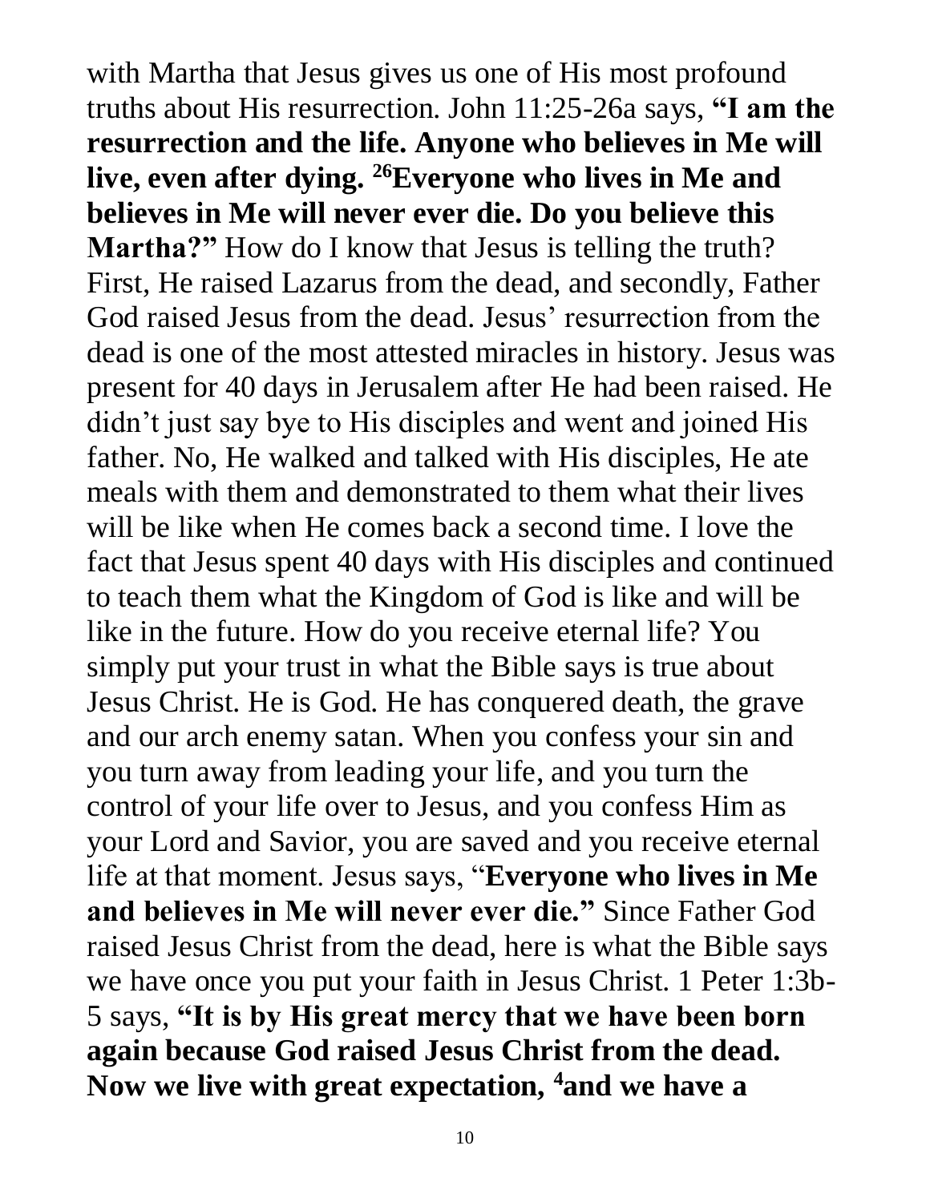with Martha that Jesus gives us one of His most profound truths about His resurrection. John 11:25-26a says, **"I am the resurrection and the life. Anyone who believes in Me will live, even after dying. [26]Everyone who lives in Me and believes in Me will never ever die. Do you believe this Martha?"** How do I know that Jesus is telling the truth? First, He raised Lazarus from the dead, and secondly, Father God raised Jesus from the dead. Jesus' resurrection from the dead is one of the most attested miracles in history. Jesus was present for 40 days in Jerusalem after He had been raised. He didn't just say bye to His disciples and went and joined His father. No, He walked and talked with His disciples, He ate meals with them and demonstrated to them what their lives will be like when He comes back a second time. I love the fact that Jesus spent 40 days with His disciples and continued to teach them what the Kingdom of God is like and will be like in the future. How do you receive eternal life? You simply put your trust in what the Bible says is true about Jesus Christ. He is God. He has conquered death, the grave and our arch enemy satan. When you confess your sin and you turn away from leading your life, and you turn the control of your life over to Jesus, and you confess Him as your Lord and Savior, you are saved and you receive eternal life at that moment. Jesus says, "**Everyone who lives in Me and believes in Me will never ever die."** Since Father God raised Jesus Christ from the dead, here is what the Bible says we have once you put your faith in Jesus Christ. 1 Peter 1:3b-5 says, **"It is by His great mercy that we have been born again because God raised Jesus Christ from the dead. Now we live with great expectation, [4]and we have a**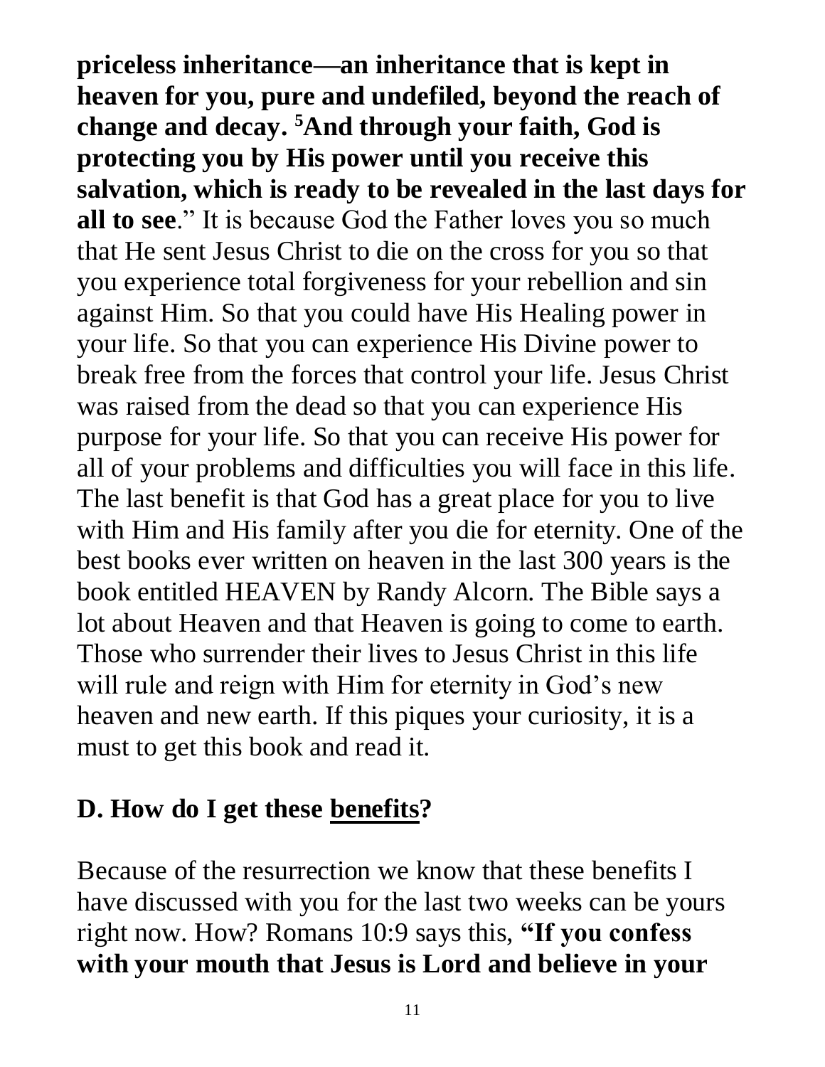**priceless inheritance—an inheritance that is kept in heaven for you, pure and undefiled, beyond the reach of change and decay. [5]And through your faith, God is protecting you by His power until you receive this salvation, which is ready to be revealed in the last days for all to see**." It is because God the Father loves you so much that He sent Jesus Christ to die on the cross for you so that you experience total forgiveness for your rebellion and sin against Him. So that you could have His Healing power in your life. So that you can experience His Divine power to break free from the forces that control your life. Jesus Christ was raised from the dead so that you can experience His purpose for your life. So that you can receive His power for all of your problems and difficulties you will face in this life. The last benefit is that God has a great place for you to live with Him and His family after you die for eternity. One of the best books ever written on heaven in the last 300 years is the book entitled HEAVEN by Randy Alcorn. The Bible says a lot about Heaven and that Heaven is going to come to earth. Those who surrender their lives to Jesus Christ in this life will rule and reign with Him for eternity in God's new heaven and new earth. If this piques your curiosity, it is a must to get this book and read it.

## D. How do I get these <u>benefits</u>?

Because of the resurrection we know that these benefits I have discussed with you for the last two weeks can be yours right now. How? Romans 10:9 says this, **"If you confess with your mouth that Jesus is Lord and believe in your**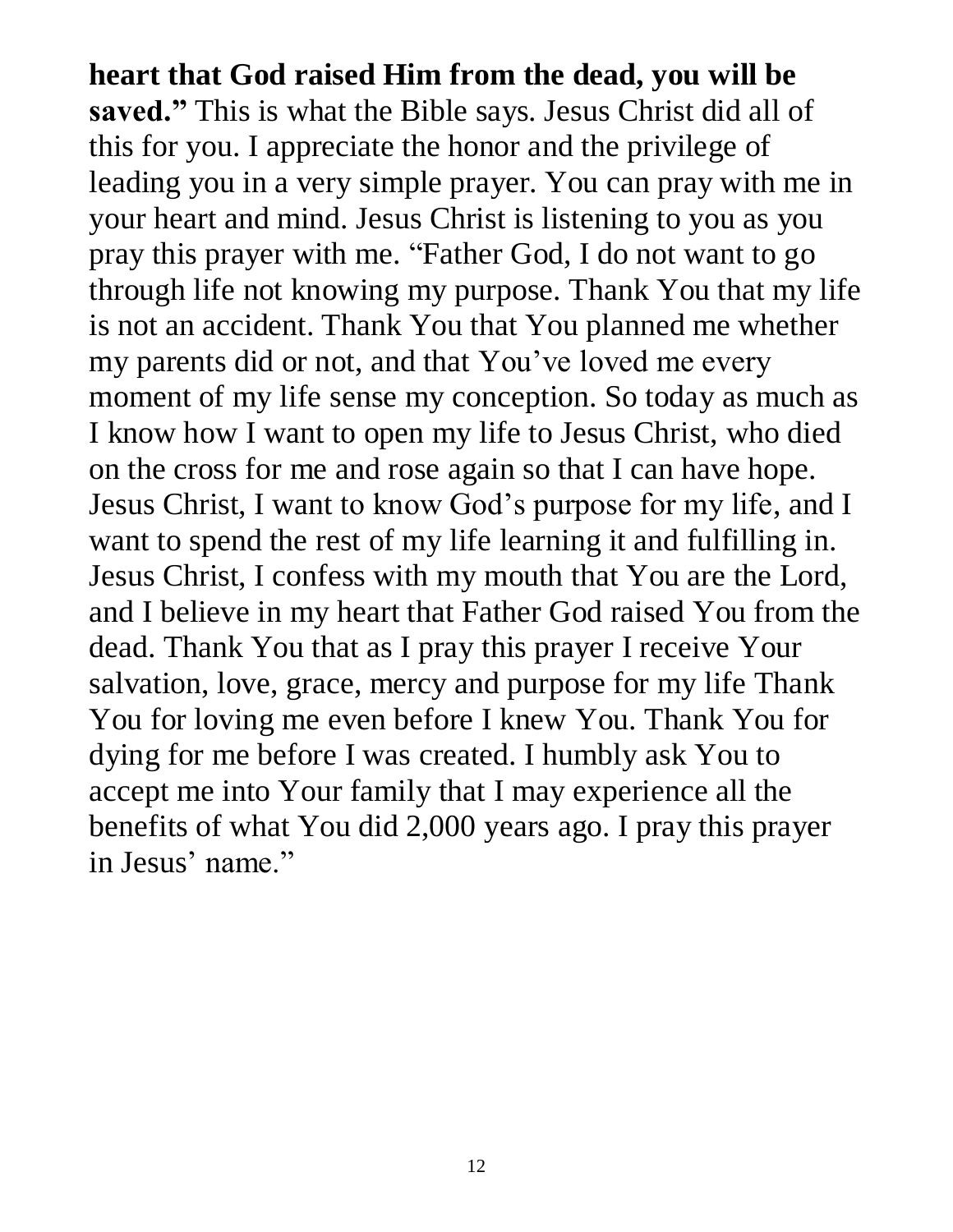**heart that God raised Him from the dead, you will be saved."** This is what the Bible says. Jesus Christ did all of this for you. I appreciate the honor and the privilege of leading you in a very simple prayer. You can pray with me in your heart and mind. Jesus Christ is listening to you as you pray this prayer with me. "Father God, I do not want to go through life not knowing my purpose. Thank You that my life is not an accident. Thank You that You planned me whether my parents did or not, and that You've loved me every moment of my life sense my conception. So today as much as I know how I want to open my life to Jesus Christ, who died on the cross for me and rose again so that I can have hope. Jesus Christ, I want to know God's purpose for my life, and I want to spend the rest of my life learning it and fulfilling in. Jesus Christ, I confess with my mouth that You are the Lord, and I believe in my heart that Father God raised You from the dead. Thank You that as I pray this prayer I receive Your salvation, love, grace, mercy and purpose for my life Thank You for loving me even before I knew You. Thank You for dying for me before I was created. I humbly ask You to accept me into Your family that I may experience all the benefits of what You did 2,000 years ago. I pray this prayer in Jesus' name."